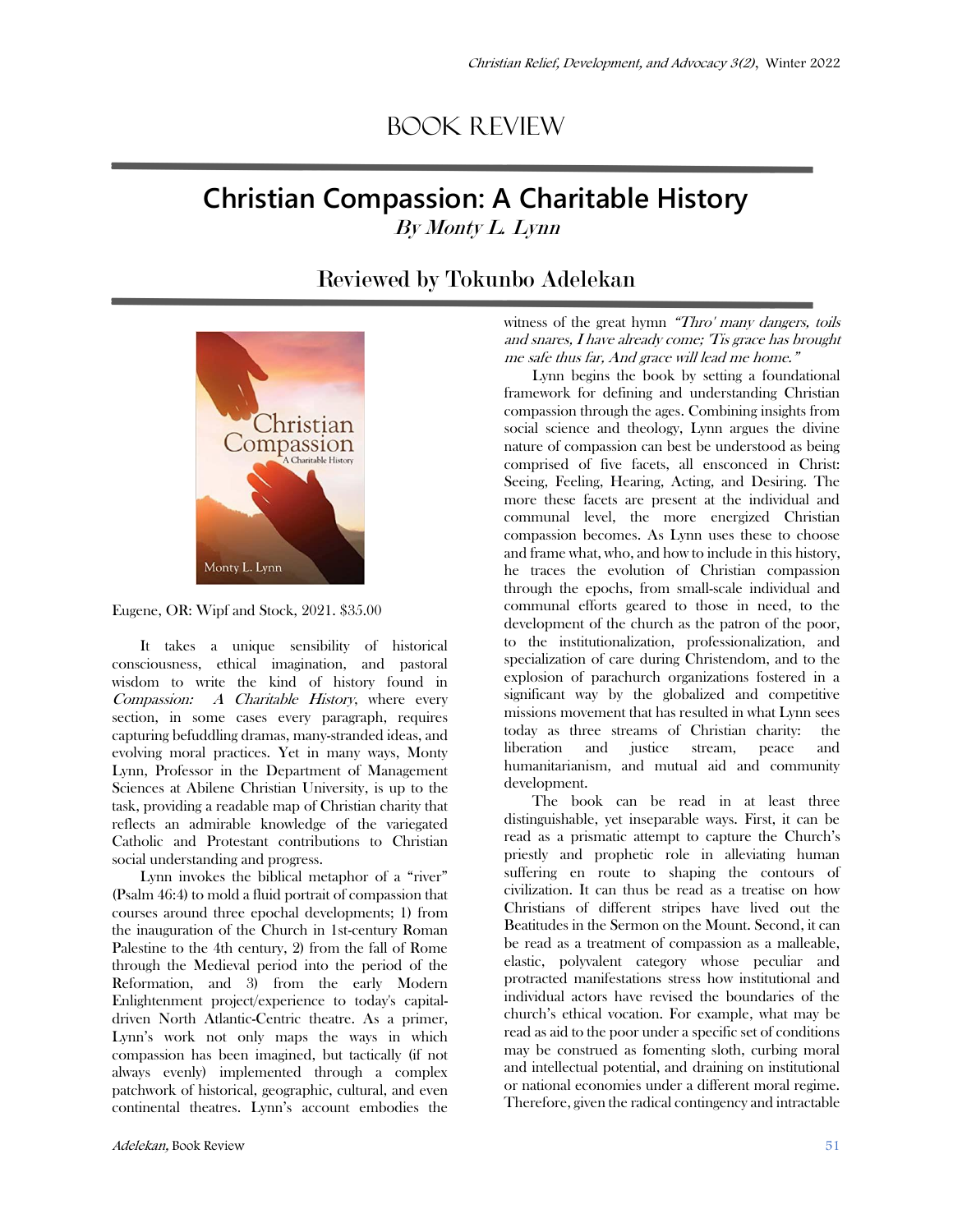# BOOK REVIEW

## Christian Compassion: A Charitable History

*By Monty L. Lynn*

### Reviewed by Tokunbo Adelekan

Eugene, OR: Wipf and Stock, 2021. $35.00

It takes a unique sensibility of historical consciousness, ethical imagination, and pastoral wisdom to write the kind of history found in *Compassion: A Charitable History*, where every section, in some cases every paragraph, requires capturing befuddling dramas, many-stranded ideas, and evolving moral practices. Yet in many ways, Monty Lynn, Professor in the Department of Management Sciences at Abilene Christian University, is up to the task, providing a readable map of Christian charity that reflects an admirable knowledge of the variegated Catholic and Protestant contributions to Christian social understanding and progress.

Lynn invokes the biblical metaphor of a "river" (Psalm 46:4) to mold a fluid portrait of compassion that courses around three epochal developments; 1) from the inauguration of the Church in 1st-century Roman Palestine to the 4th century, 2) from the fall of Rome through the Medieval period into the period of the Reformation, and 3) from the early Modern Enlightenment project/experience to today's capital-driven North Atlantic-Centric theatre. As a primer, Lynn's work not only maps the ways in which compassion has been imagined, but tactically (if not always evenly) implemented through a complex patchwork of historical, geographic, cultural, and even continental theatres. Lynn's account embodies the witness of the great hymn *"Thro' many dangers, toils and snares, I have already come; 'Tis grace has brought me safe thus far, And grace will lead me home."*

Lynn begins the book by setting a foundational framework for defining and understanding Christian compassion through the ages. Combining insights from social science and theology, Lynn argues the divine nature of compassion can best be understood as being comprised of five facets, all ensconced in Christ: Seeing, Feeling, Hearing, Acting, and Desiring. The more these facets are present at the individual and communal level, the more energized Christian compassion becomes. As Lynn uses these to choose and frame what, who, and how to include in this history, he traces the evolution of Christian compassion through the epochs, from small-scale individual and communal efforts geared to those in need, to the development of the church as the patron of the poor, to the institutionalization, professionalization, and specialization of care during Christendom, and to the explosion of parachurch organizations fostered in a significant way by the globalized and competitive missions movement that has resulted in what Lynn sees today as three streams of Christian charity: the liberation and justice stream, peace and humanitarianism, and mutual aid and community development.

The book can be read in at least three distinguishable, yet inseparable ways. First, it can be read as a prismatic attempt to capture the Church's priestly and prophetic role in alleviating human suffering en route to shaping the contours of civilization. It can thus be read as a treatise on how Christians of different stripes have lived out the Beatitudes in the Sermon on the Mount. Second, it can be read as a treatment of compassion as a malleable, elastic, polyvalent category whose peculiar and protracted manifestations stress how institutional and individual actors have revised the boundaries of the church's ethical vocation. For example, what may be read as aid to the poor under a specific set of conditions may be construed as fomenting sloth, curbing moral and intellectual potential, and draining on institutional or national economies under a different moral regime. Therefore, given the radical contingency and intractable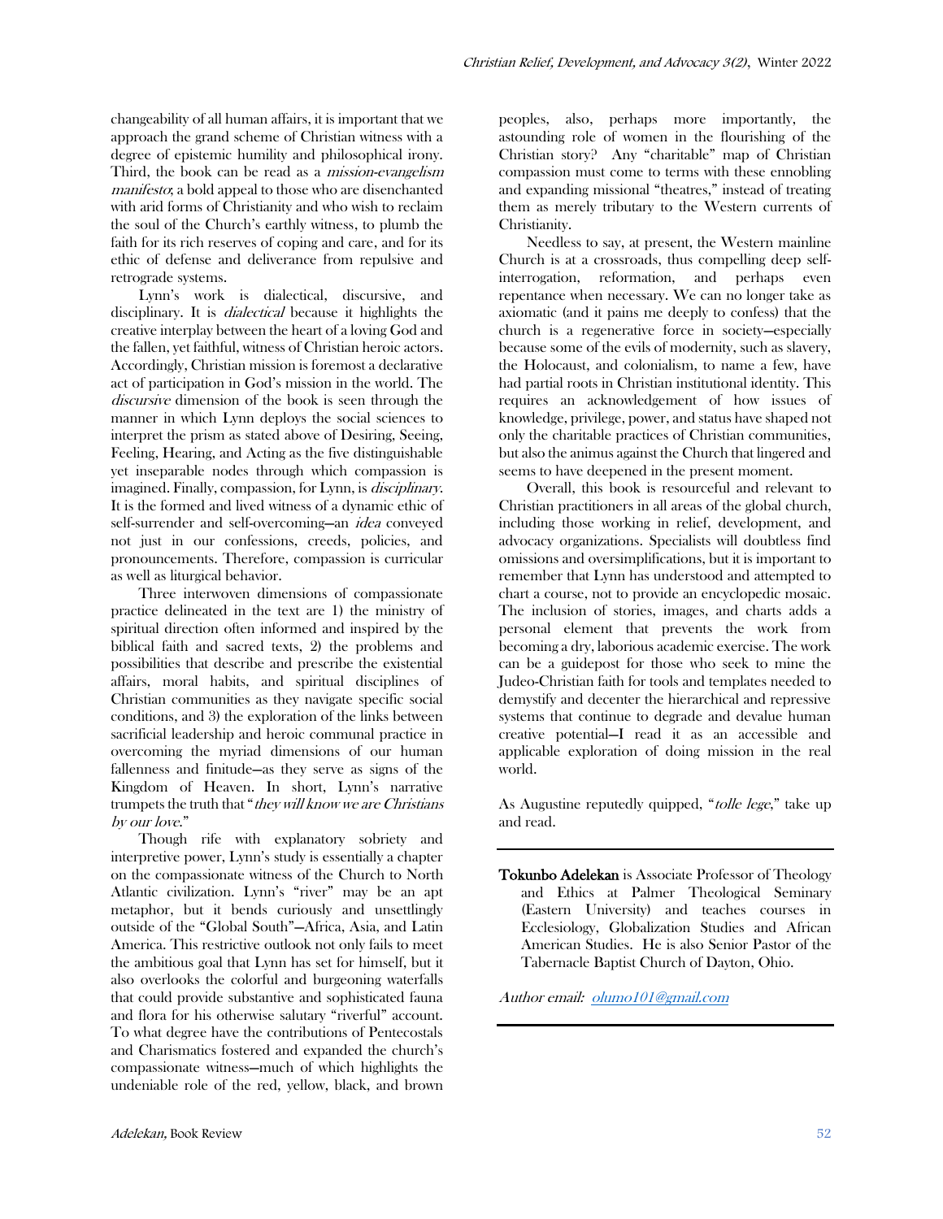changeability of all human affairs, it is important that we approach the grand scheme of Christian witness with a degree of epistemic humility and philosophical irony. Third, the book can be read as a *mission-evangelism manifesto*, a bold appeal to those who are disenchanted with arid forms of Christianity and who wish to reclaim the soul of the Church's earthly witness, to plumb the faith for its rich reserves of coping and care, and for its ethic of defense and deliverance from repulsive and retrograde systems.

Lynn's work is dialectical, discursive, and disciplinary. It is *dialectical* because it highlights the creative interplay between the heart of a loving God and the fallen, yet faithful, witness of Christian heroic actors. Accordingly, Christian mission is foremost a declarative act of participation in God's mission in the world. The *discursive* dimension of the book is seen through the manner in which Lynn deploys the social sciences to interpret the prism as stated above of Desiring, Seeing, Feeling, Hearing, and Acting as the five distinguishable yet inseparable nodes through which compassion is imagined. Finally, compassion, for Lynn, is *disciplinary*. It is the formed and lived witness of a dynamic ethic of self-surrender and self-overcoming—an *idea* conveyed not just in our confessions, creeds, policies, and pronouncements. Therefore, compassion is curricular as well as liturgical behavior.

Three interwoven dimensions of compassionate practice delineated in the text are 1) the ministry of spiritual direction often informed and inspired by the biblical faith and sacred texts, 2) the problems and possibilities that describe and prescribe the existential affairs, moral habits, and spiritual disciplines of Christian communities as they navigate specific social conditions, and 3) the exploration of the links between sacrificial leadership and heroic communal practice in overcoming the myriad dimensions of our human fallenness and finitude—as they serve as signs of the Kingdom of Heaven. In short, Lynn's narrative trumpets the truth that "*they will know we are Christians by our love*."

Though rife with explanatory sobriety and interpretive power, Lynn's study is essentially a chapter on the compassionate witness of the Church to North Atlantic civilization. Lynn's "river" may be an apt metaphor, but it bends curiously and unsettlingly outside of the "Global South"—Africa, Asia, and Latin America. This restrictive outlook not only fails to meet the ambitious goal that Lynn has set for himself, but it also overlooks the colorful and burgeoning waterfalls that could provide substantive and sophisticated fauna and flora for his otherwise salutary "riverful" account. To what degree have the contributions of Pentecostals and Charismatics fostered and expanded the church's compassionate witness—much of which highlights the undeniable role of the red, yellow, black, and brown peoples, also, perhaps more importantly, the astounding role of women in the flourishing of the Christian story? Any "charitable" map of Christian compassion must come to terms with these ennobling and expanding missional "theatres," instead of treating them as merely tributary to the Western currents of Christianity.

Needless to say, at present, the Western mainline Church is at a crossroads, thus compelling deep self-interrogation, reformation, and perhaps even repentance when necessary. We can no longer take as axiomatic (and it pains me deeply to confess) that the church is a regenerative force in society—especially because some of the evils of modernity, such as slavery, the Holocaust, and colonialism, to name a few, have had partial roots in Christian institutional identity. This requires an acknowledgement of how issues of knowledge, privilege, power, and status have shaped not only the charitable practices of Christian communities, but also the animus against the Church that lingered and seems to have deepened in the present moment.

Overall, this book is resourceful and relevant to Christian practitioners in all areas of the global church, including those working in relief, development, and advocacy organizations. Specialists will doubtless find omissions and oversimplifications, but it is important to remember that Lynn has understood and attempted to chart a course, not to provide an encyclopedic mosaic. The inclusion of stories, images, and charts adds a personal element that prevents the work from becoming a dry, laborious academic exercise. The work can be a guidepost for those who seek to mine the Judeo-Christian faith for tools and templates needed to demystify and decenter the hierarchical and repressive systems that continue to degrade and devalue human creative potential—I read it as an accessible and applicable exploration of doing mission in the real world.

As Augustine reputedly quipped, "*tolle lege*," take up and read.

---

**Tokunbo Adelekan** is Associate Professor of Theology and Ethics at Palmer Theological Seminary (Eastern University) and teaches courses in Ecclesiology, Globalization Studies and African American Studies. He is also Senior Pastor of the Tabernacle Baptist Church of Dayton, Ohio.

*Author email:* olumo101@gmail.com

---